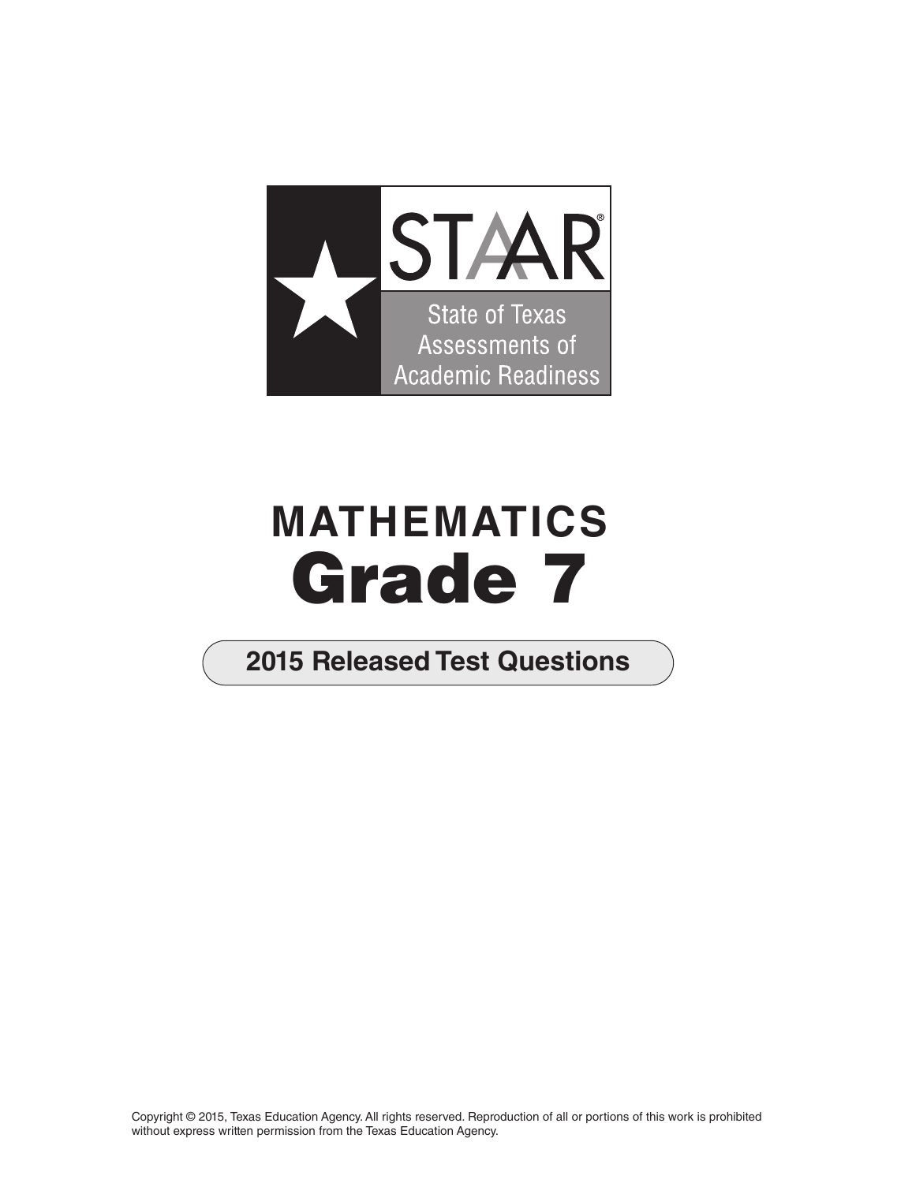STAAR®

State of Texas Assessments of Academic Readiness

# MATHEMATICS
# Grade 7

## 2015 Released Test Questions

Copyright © 2015, Texas Education Agency. All rights reserved. Reproduction of all or portions of this work is prohibited without express written permission from the Texas Education Agency.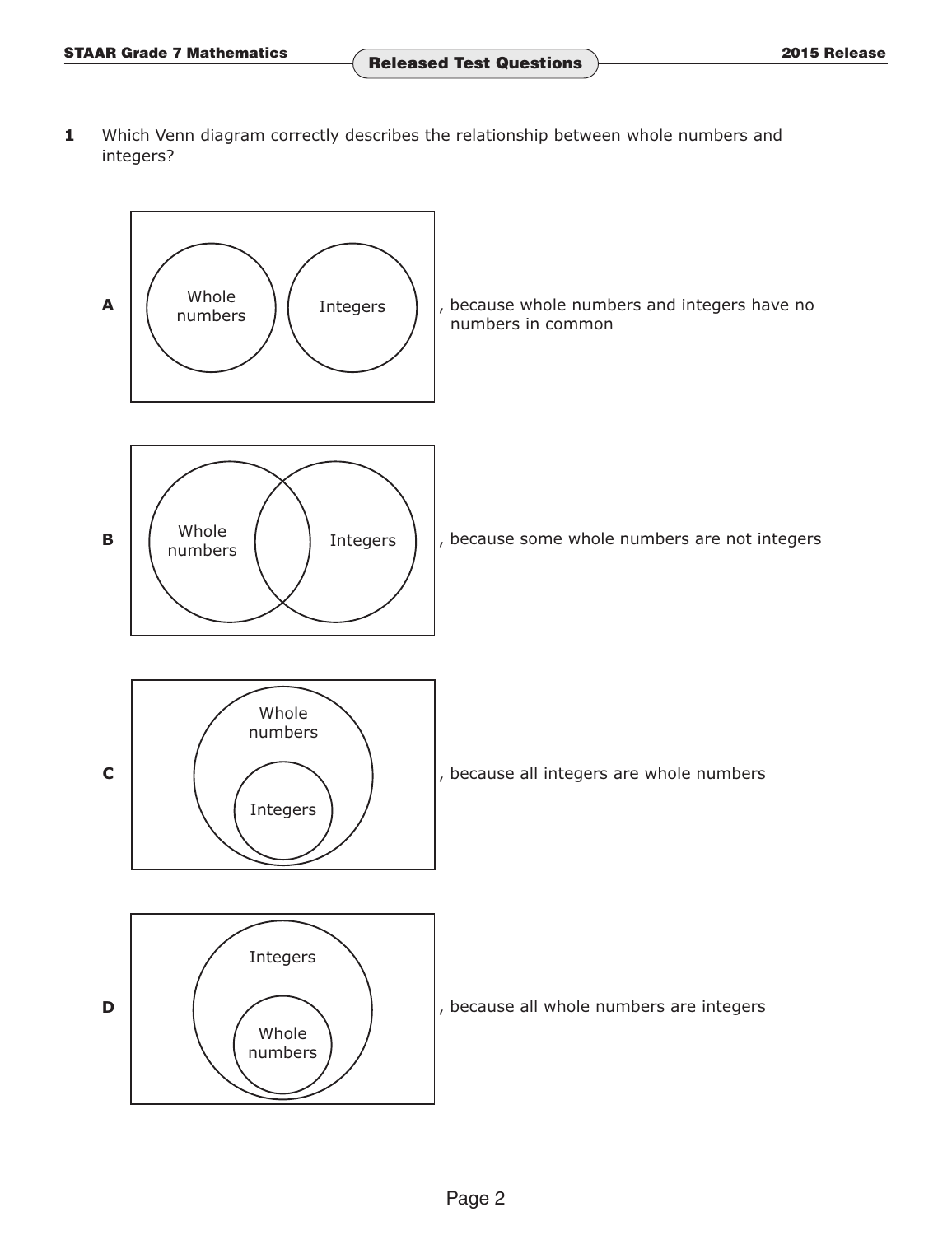**1** Which Venn diagram correctly describes the relationship between whole numbers and integers?

**A** Whole numbers | Integers , because whole numbers and integers have no numbers in common

**B** Whole numbers | Integers , because some whole numbers are not integers

**C** Whole numbers | Integers , because all integers are whole numbers

**D** Integers | Whole numbers , because all whole numbers are integers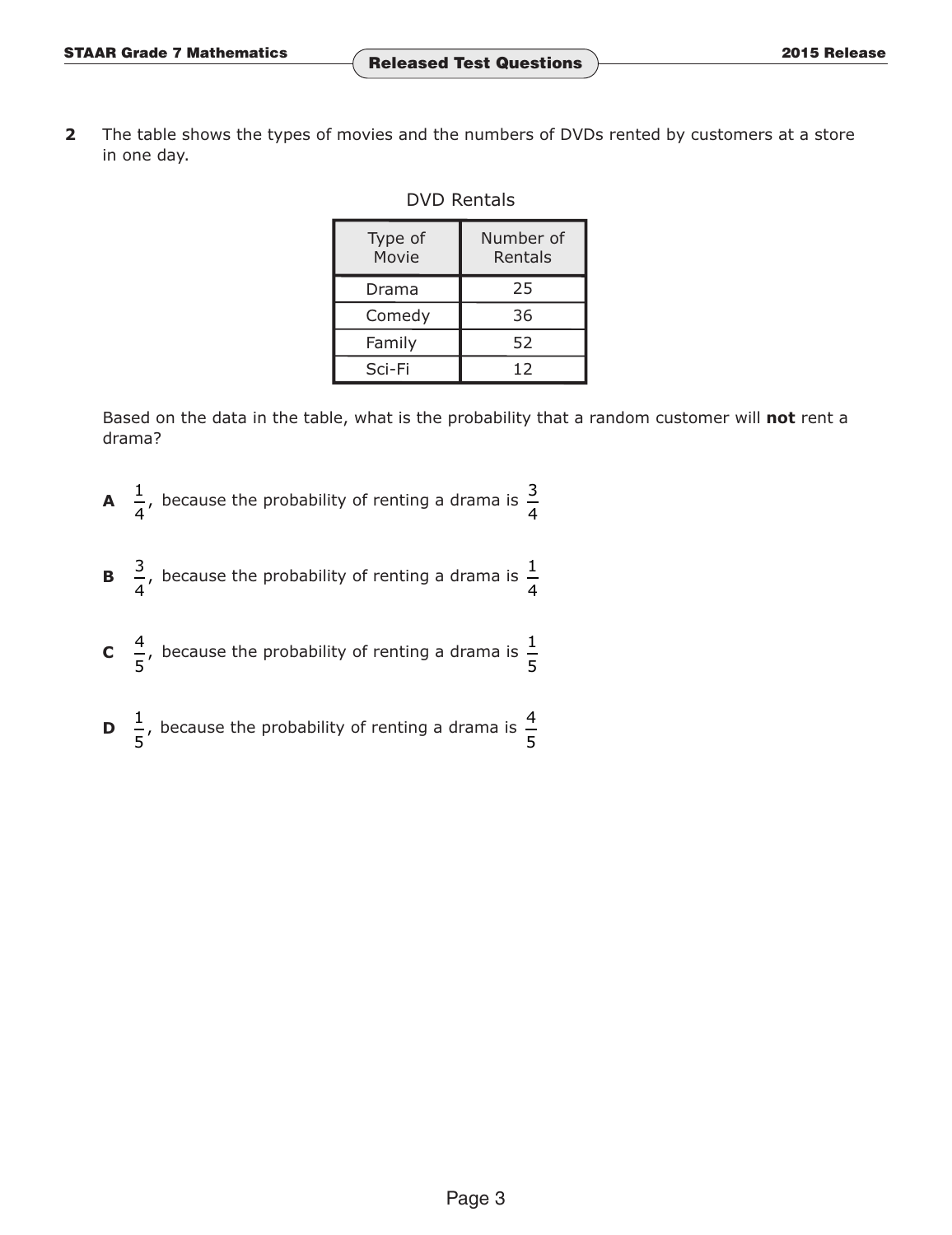**2** The table shows the types of movies and the numbers of DVDs rented by customers at a store in one day.

DVD Rentals

| Type of Movie | Number of Rentals |
| --- | --- |
| Drama | 25 |
| Comedy | 36 |
| Family | 52 |
| Sci-Fi | 12 |

Based on the data in the table, what is the probability that a random customer will **not** rent a drama?

**A** $\frac{1}{4}$, because the probability of renting a drama is $\frac{3}{4}$

**B** $\frac{3}{4}$, because the probability of renting a drama is $\frac{1}{4}$

**C** $\frac{4}{5}$, because the probability of renting a drama is $\frac{1}{5}$

**D** $\frac{1}{5}$, because the probability of renting a drama is $\frac{4}{5}$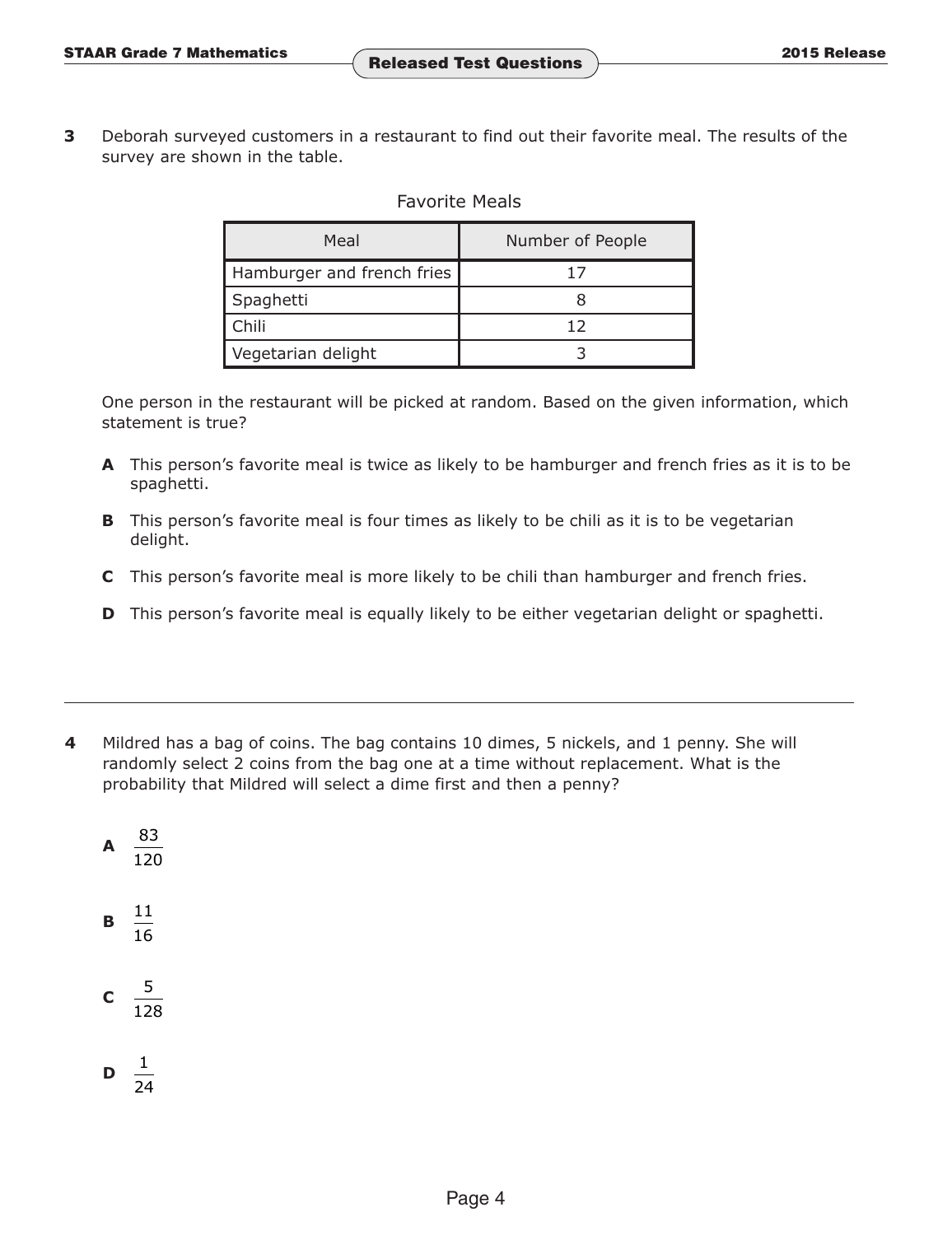**3** Deborah surveyed customers in a restaurant to find out their favorite meal. The results of the survey are shown in the table.

Favorite Meals

| Meal | Number of People |
|---|---|
| Hamburger and french fries | 17 |
| Spaghetti | 8 |
| Chili | 12 |
| Vegetarian delight | 3 |

One person in the restaurant will be picked at random. Based on the given information, which statement is true?

**A** This person's favorite meal is twice as likely to be hamburger and french fries as it is to be spaghetti.

**B** This person's favorite meal is four times as likely to be chili as it is to be vegetarian delight.

**C** This person's favorite meal is more likely to be chili than hamburger and french fries.

**D** This person's favorite meal is equally likely to be either vegetarian delight or spaghetti.

---

**4** Mildred has a bag of coins. The bag contains 10 dimes, 5 nickels, and 1 penny. She will randomly select 2 coins from the bag one at a time without replacement. What is the probability that Mildred will select a dime first and then a penny?

**A** $\frac{83}{120}$

**B** $\frac{11}{16}$

**C** $\frac{5}{128}$

**D** $\frac{1}{24}$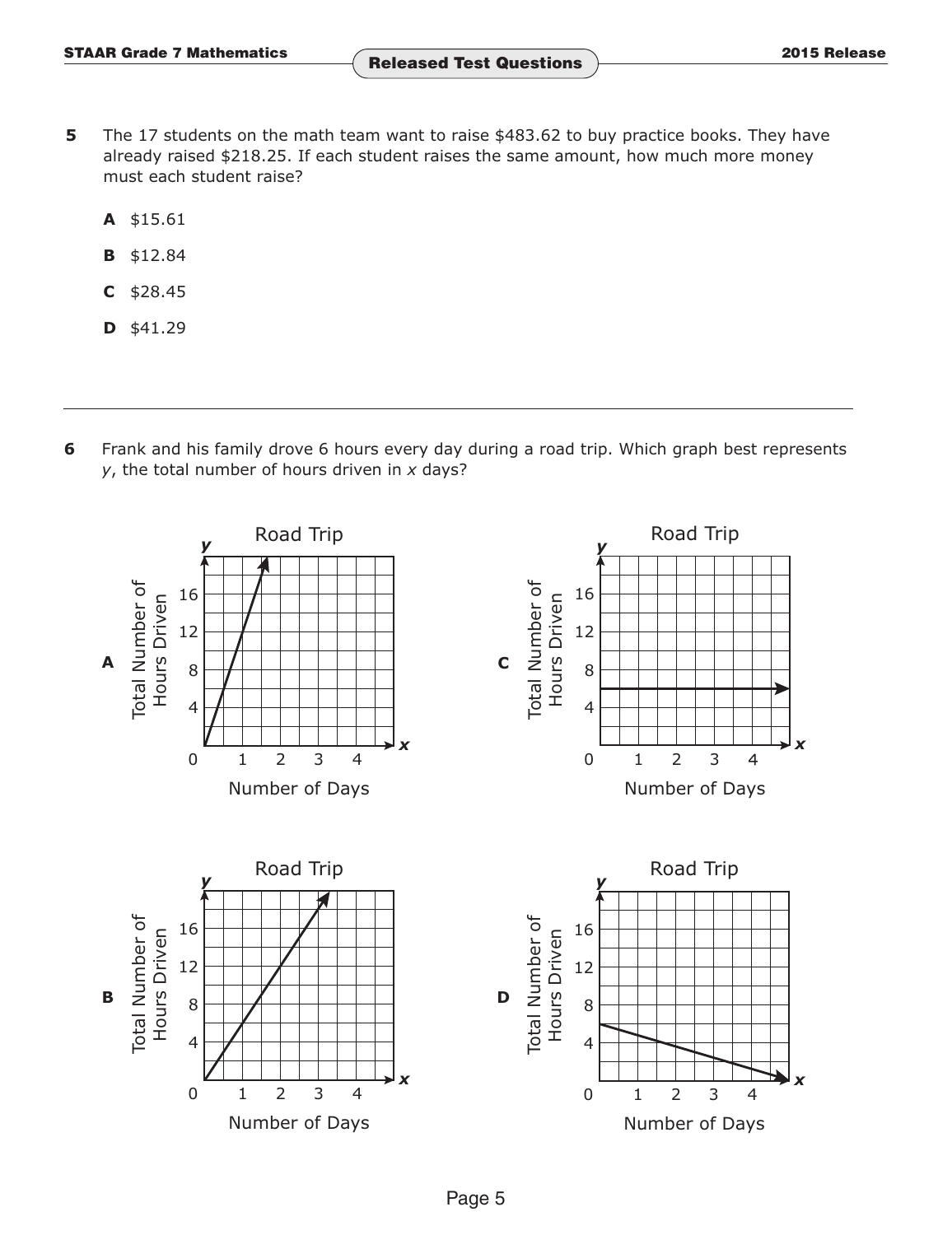**5** The 17 students on the math team want to raise $483.62 to buy practice books. They have already raised $218.25. If each student raises the same amount, how much more money must each student raise?

- **A** $15.61
- **B** $12.84
- **C** $28.45
- **D** $41.29

---

**6** Frank and his family drove 6 hours every day during a road trip. Which graph best represents $y$, the total number of hours driven in $x$ days?

**A**

Road Trip

Total Number of Hours Driven vs. Number of Days

**C**

Road Trip

Total Number of Hours Driven vs. Number of Days

**B**

Road Trip

Total Number of Hours Driven vs. Number of Days

**D**

Road Trip

Total Number of Hours Driven vs. Number of Days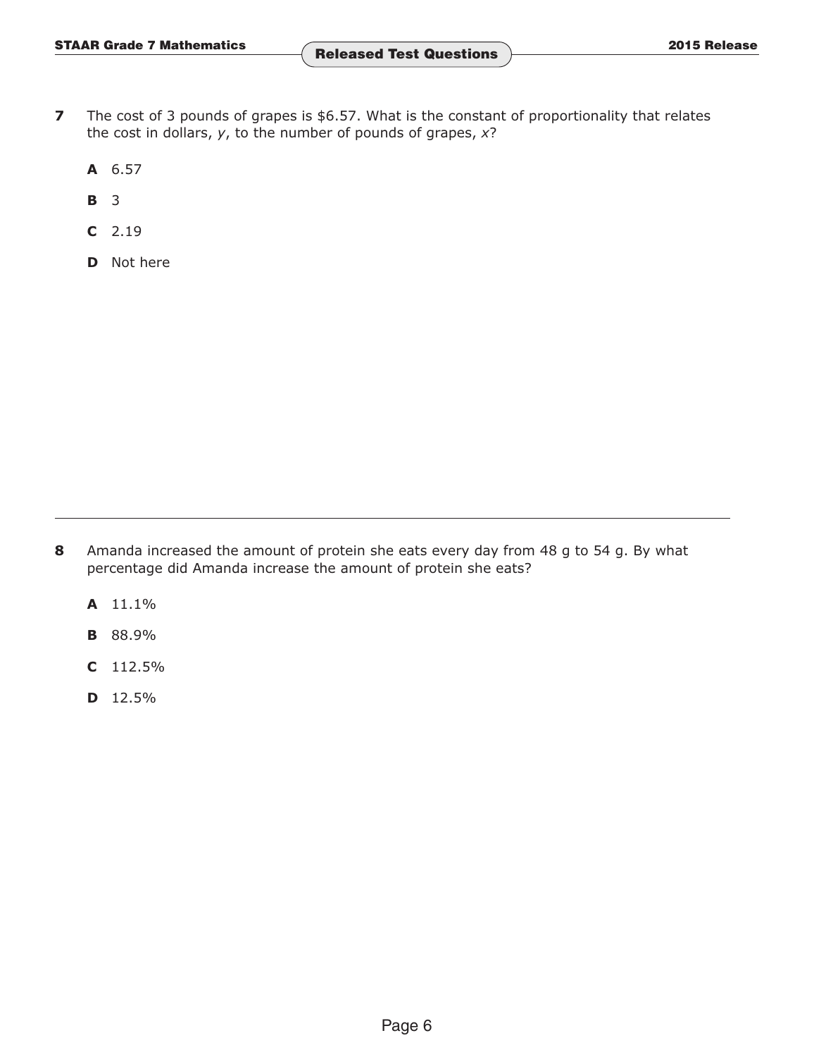**7** The cost of 3 pounds of grapes is \$6.57. What is the constant of proportionality that relates the cost in dollars, $y$, to the number of pounds of grapes, $x$?

**A** 6.57

**B** 3

**C** 2.19

**D** Not here

---

**8** Amanda increased the amount of protein she eats every day from 48 g to 54 g. By what percentage did Amanda increase the amount of protein she eats?

**A** 11.1%

**B** 88.9%

**C** 112.5%

**D** 12.5%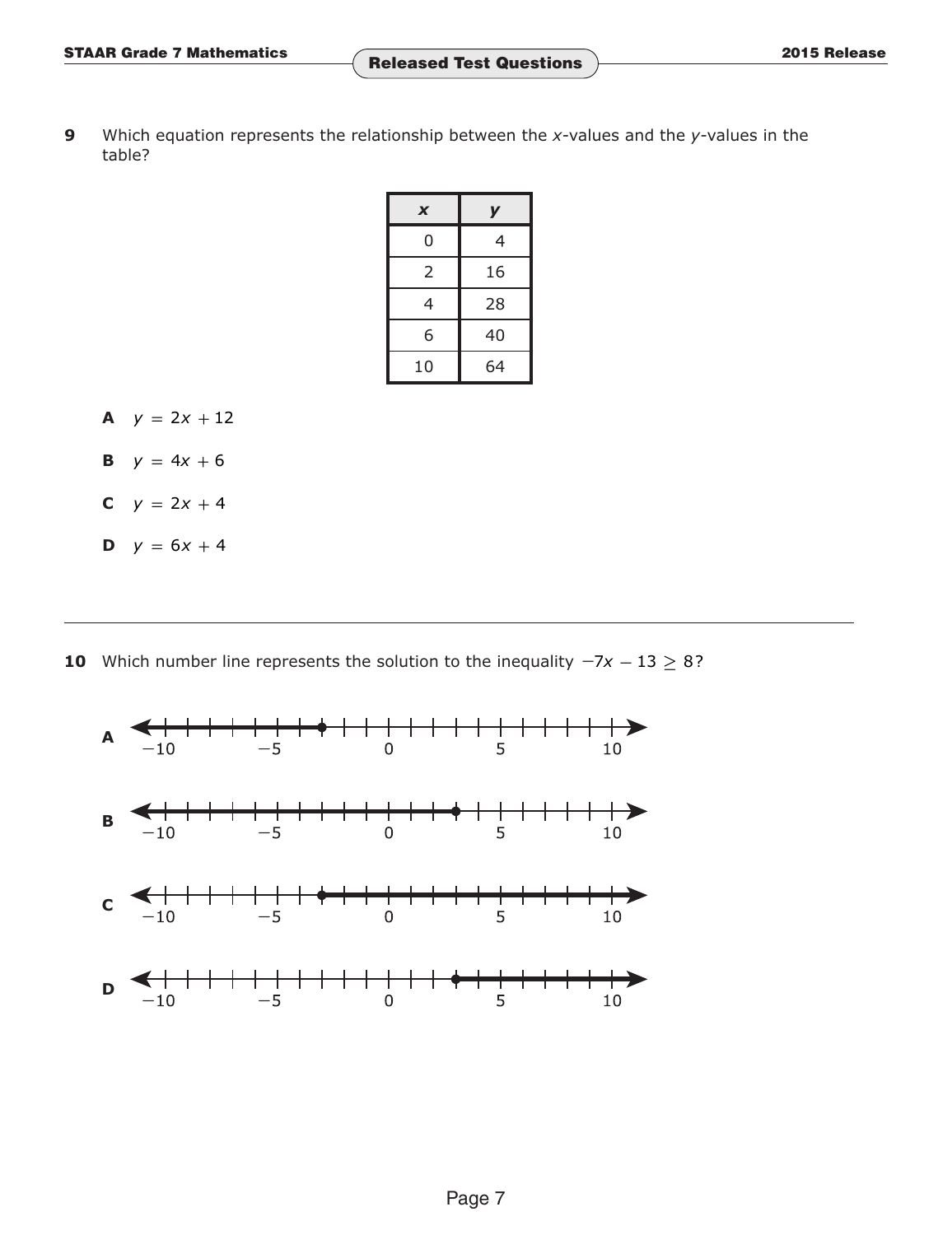**9** Which equation represents the relationship between the $x$-values and the $y$-values in the table?

| $x$ | $y$ |
|---|---|
| 0 | 4 |
| 2 | 16 |
| 4 | 28 |
| 6 | 40 |
| 10 | 64 |

**A** $y = 2x + 12$

**B** $y = 4x + 6$

**C** $y = 2x + 4$

**D** $y = 6x + 4$

---

**10** Which number line represents the solution to the inequality $-7x - 13 \geq 8$?

**A** Number line from −10 to 10 with a closed dot at −3 and shading to the left.

**B** Number line from −10 to 10 with a closed dot at 3 and shading to the left.

**C** Number line from −10 to 10 with a closed dot at −3 and shading to the right.

**D** Number line from −10 to 10 with a closed dot at 3 and shading to the right.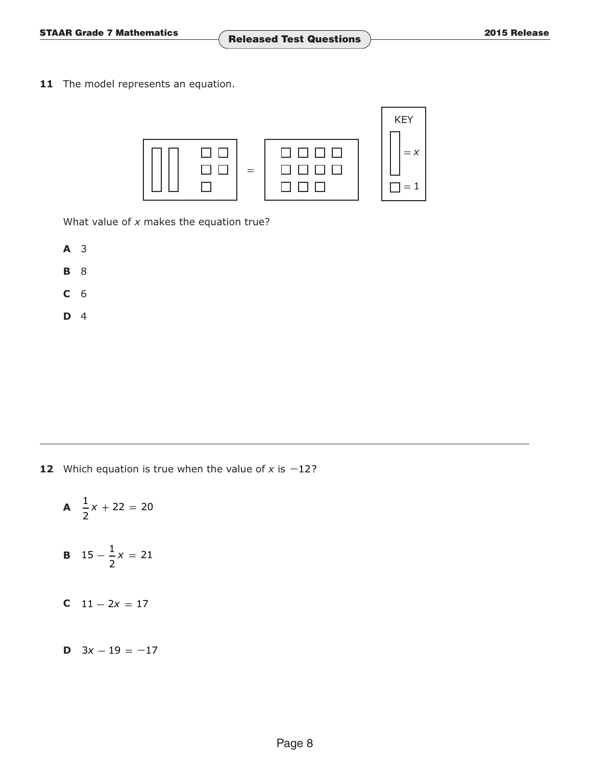**11** The model represents an equation.

What value of $x$ makes the equation true?

**A** 3

**B** 8

**C** 6

**D** 4

---

**12** Which equation is true when the value of $x$ is $-12$?

**A** $\frac{1}{2}x + 22 = 20$

**B** $15 - \frac{1}{2}x = 21$

**C** $11 - 2x = 17$

**D** $3x - 19 = -17$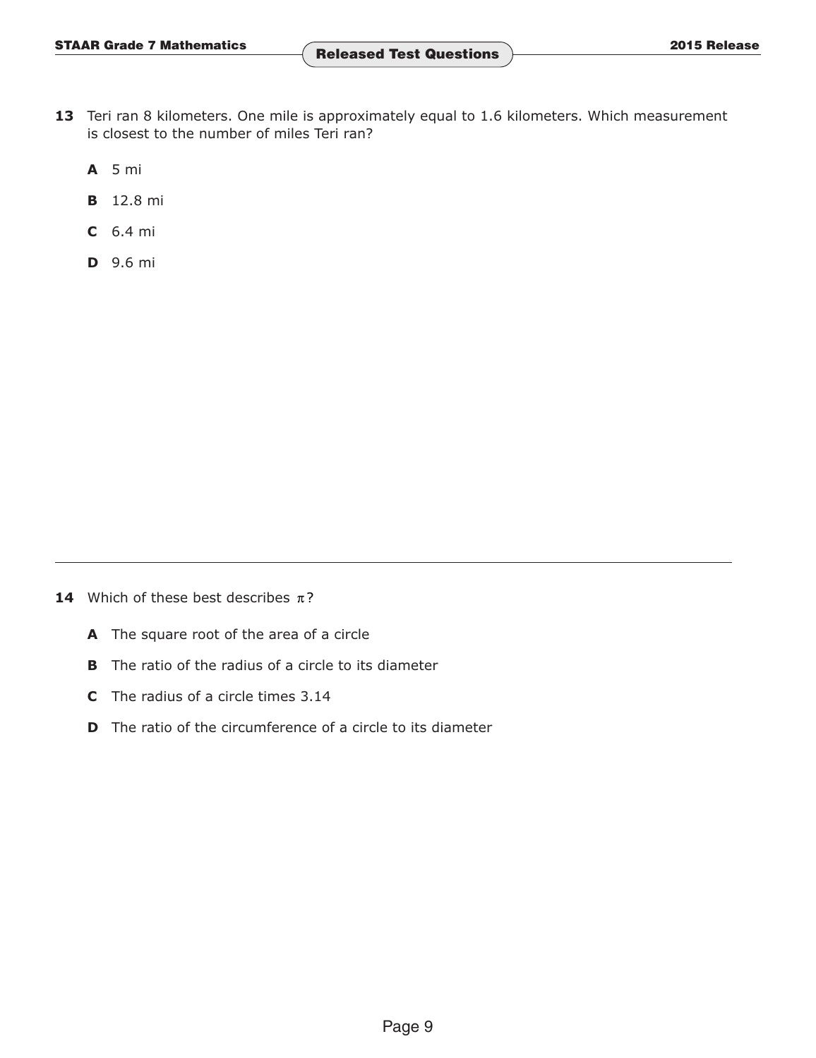**13** Teri ran 8 kilometers. One mile is approximately equal to 1.6 kilometers. Which measurement is closest to the number of miles Teri ran?

**A** 5 mi

**B** 12.8 mi

**C** 6.4 mi

**D** 9.6 mi

---

**14** Which of these best describes $\pi$?

**A** The square root of the area of a circle

**B** The ratio of the radius of a circle to its diameter

**C** The radius of a circle times 3.14

**D** The ratio of the circumference of a circle to its diameter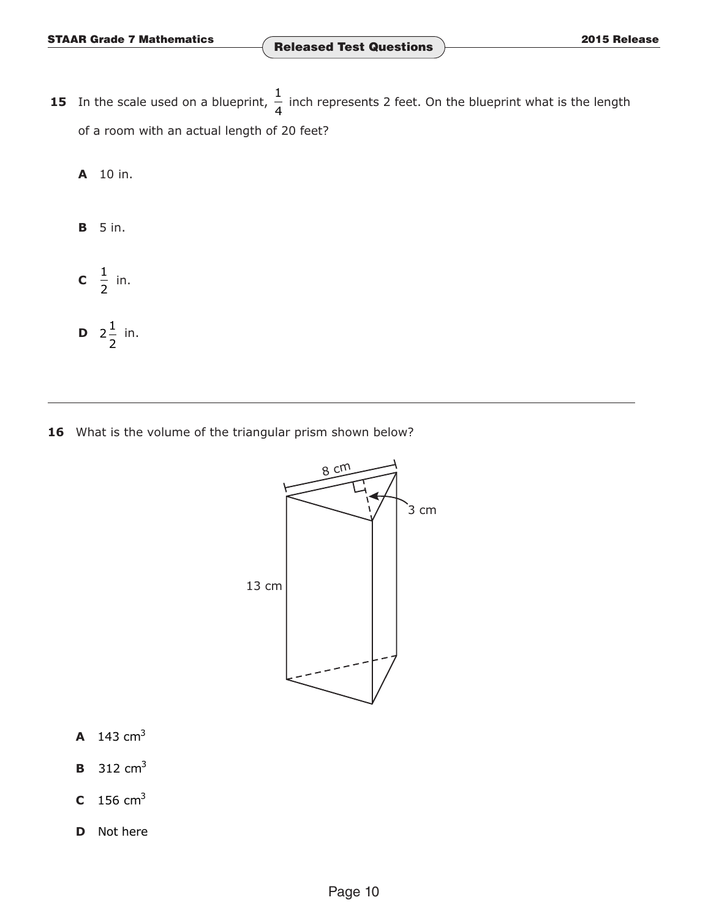**15** In the scale used on a blueprint, $\frac{1}{4}$ inch represents 2 feet. On the blueprint what is the length of a room with an actual length of 20 feet?

**A** 10 in.

**B** 5 in.

**C** $\frac{1}{2}$ in.

**D** $2\frac{1}{2}$ in.

---

**16** What is the volume of the triangular prism shown below?

8 cm

3 cm

13 cm

**A** 143 $cm^3$

**B** 312 $cm^3$

**C** 156 $cm^3$

**D** Not here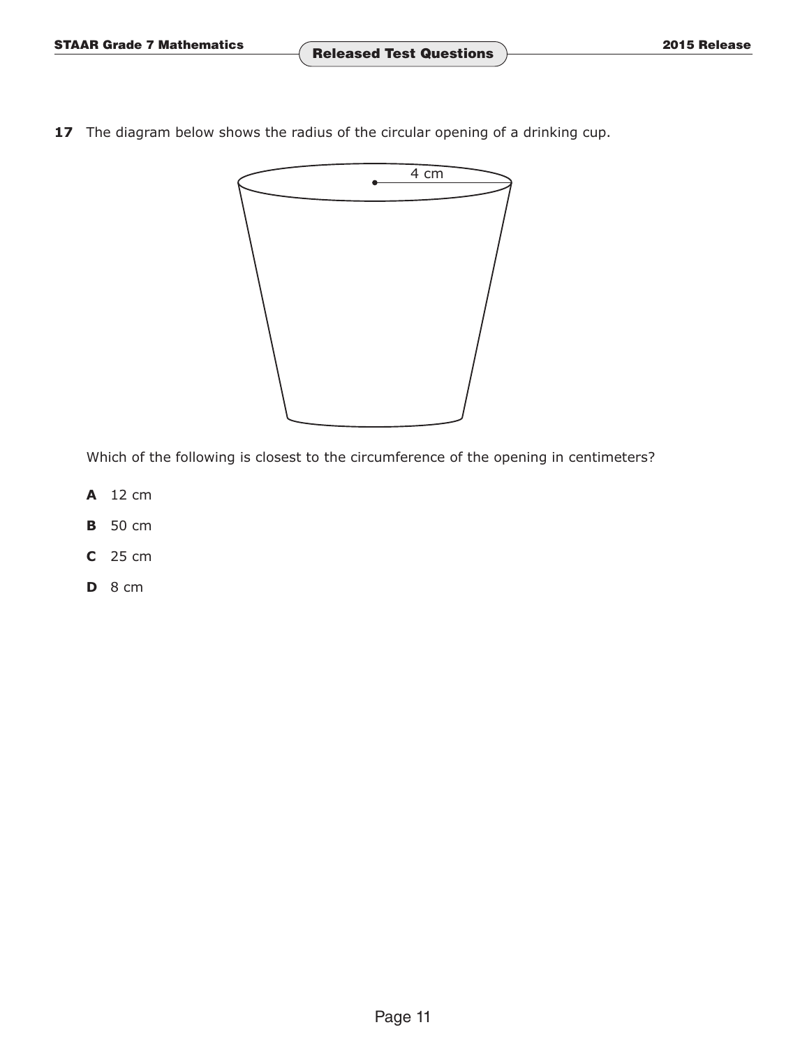**17** The diagram below shows the radius of the circular opening of a drinking cup.

Which of the following is closest to the circumference of the opening in centimeters?

**A** 12 cm

**B** 50 cm

**C** 25 cm

**D** 8 cm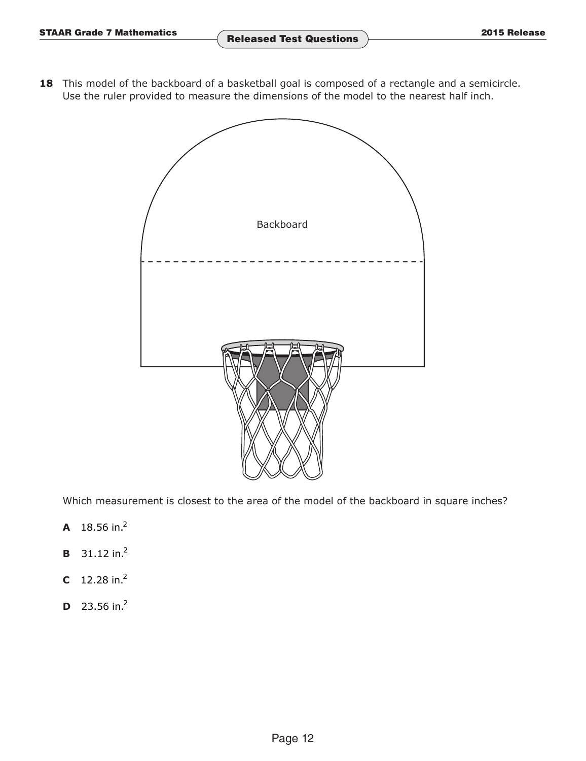**18** This model of the backboard of a basketball goal is composed of a rectangle and a semicircle. Use the ruler provided to measure the dimensions of the model to the nearest half inch.

Backboard

Which measurement is closest to the area of the model of the backboard in square inches?

**A** 18.56 in.$^2$

**B** 31.12 in.$^2$

**C** 12.28 in.$^2$

**D** 23.56 in.$^2$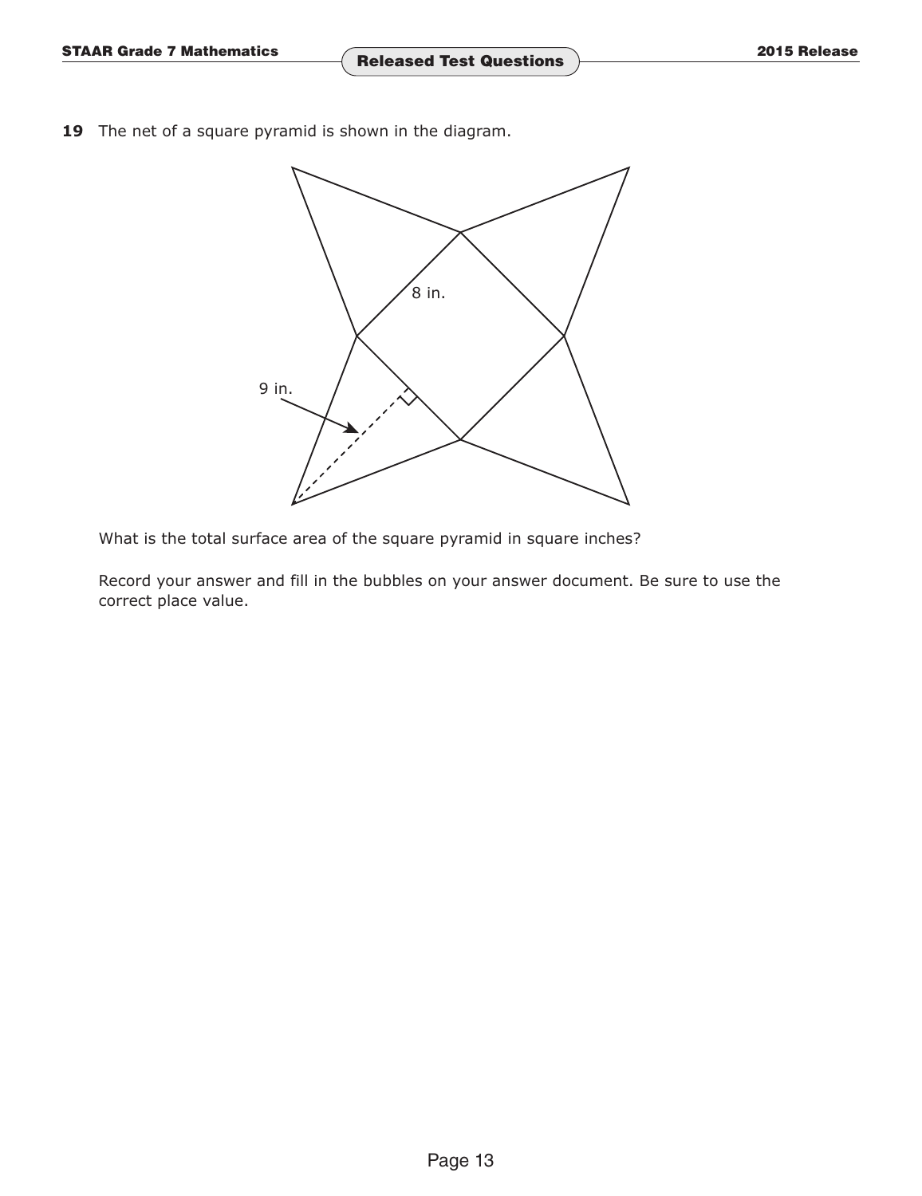**19** The net of a square pyramid is shown in the diagram.

8 in.

9 in.

What is the total surface area of the square pyramid in square inches?

Record your answer and fill in the bubbles on your answer document. Be sure to use the correct place value.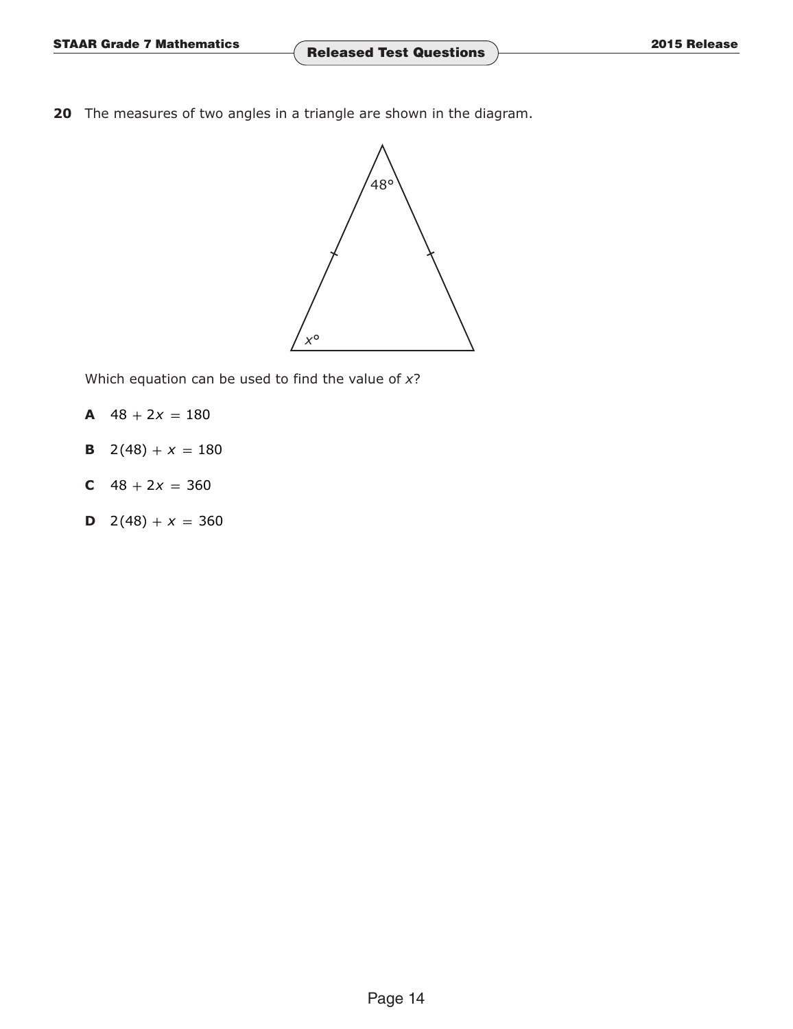**20** The measures of two angles in a triangle are shown in the diagram.

Which equation can be used to find the value of $x$?

**A** $48 + 2x = 180$

**B** $2(48) + x = 180$

**C** $48 + 2x = 360$

**D** $2(48) + x = 360$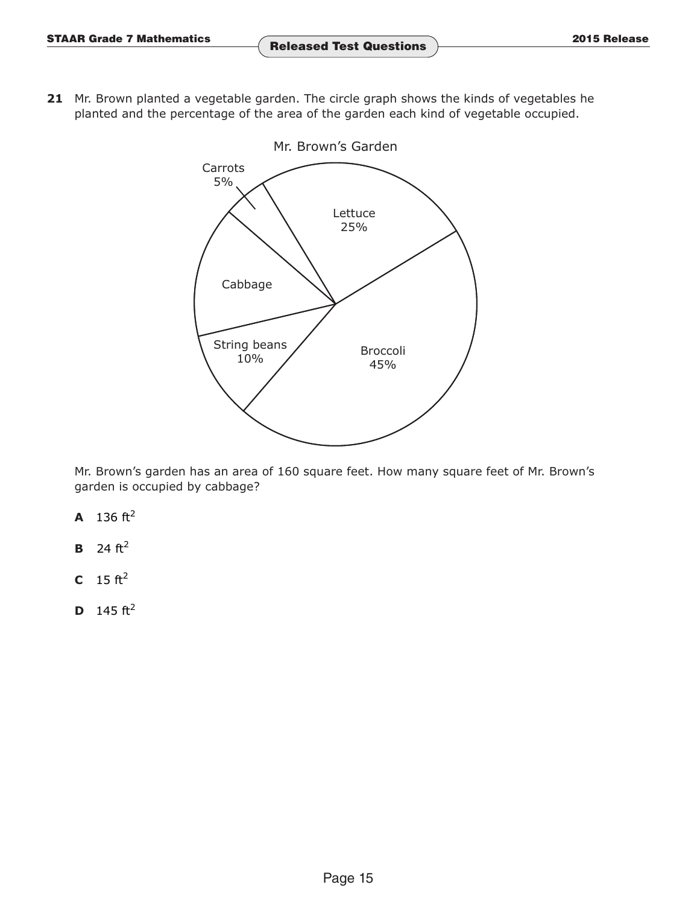**21** Mr. Brown planted a vegetable garden. The circle graph shows the kinds of vegetables he planted and the percentage of the area of the garden each kind of vegetable occupied.

Mr. Brown's Garden

Carrots 5%

Lettuce 25%

Cabbage

String beans 10%

Broccoli 45%

Mr. Brown's garden has an area of 160 square feet. How many square feet of Mr. Brown's garden is occupied by cabbage?

**A** 136 $ft^2$

**B** 24 $ft^2$

**C** 15 $ft^2$

**D** 145 $ft^2$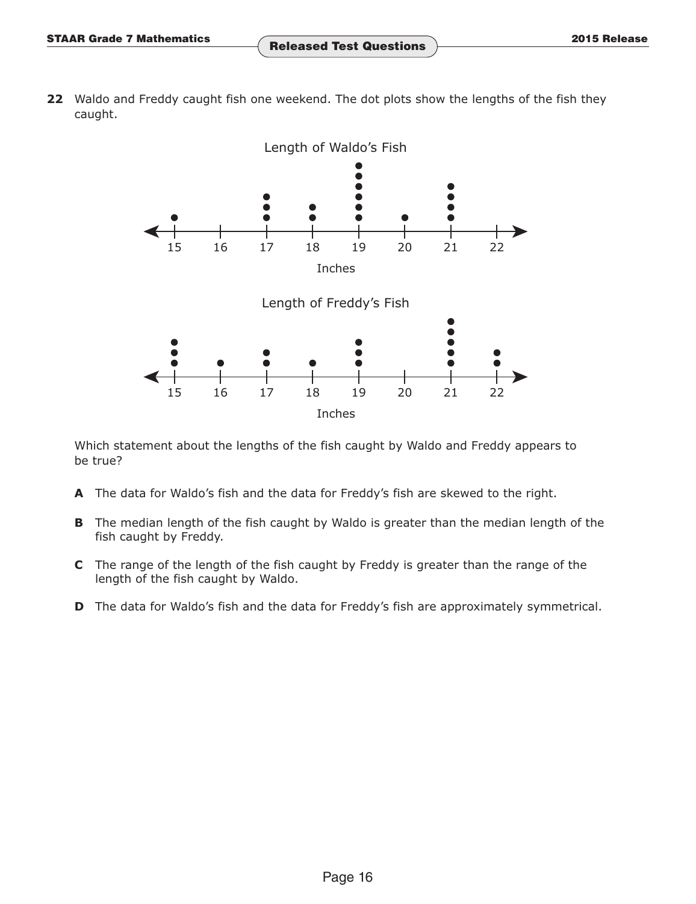**22** Waldo and Freddy caught fish one weekend. The dot plots show the lengths of the fish they caught.

Length of Waldo's Fish

Inches

Length of Freddy's Fish

Inches

Which statement about the lengths of the fish caught by Waldo and Freddy appears to be true?

**A** The data for Waldo's fish and the data for Freddy's fish are skewed to the right.

**B** The median length of the fish caught by Waldo is greater than the median length of the fish caught by Freddy.

**C** The range of the length of the fish caught by Freddy is greater than the range of the length of the fish caught by Waldo.

**D** The data for Waldo's fish and the data for Freddy's fish are approximately symmetrical.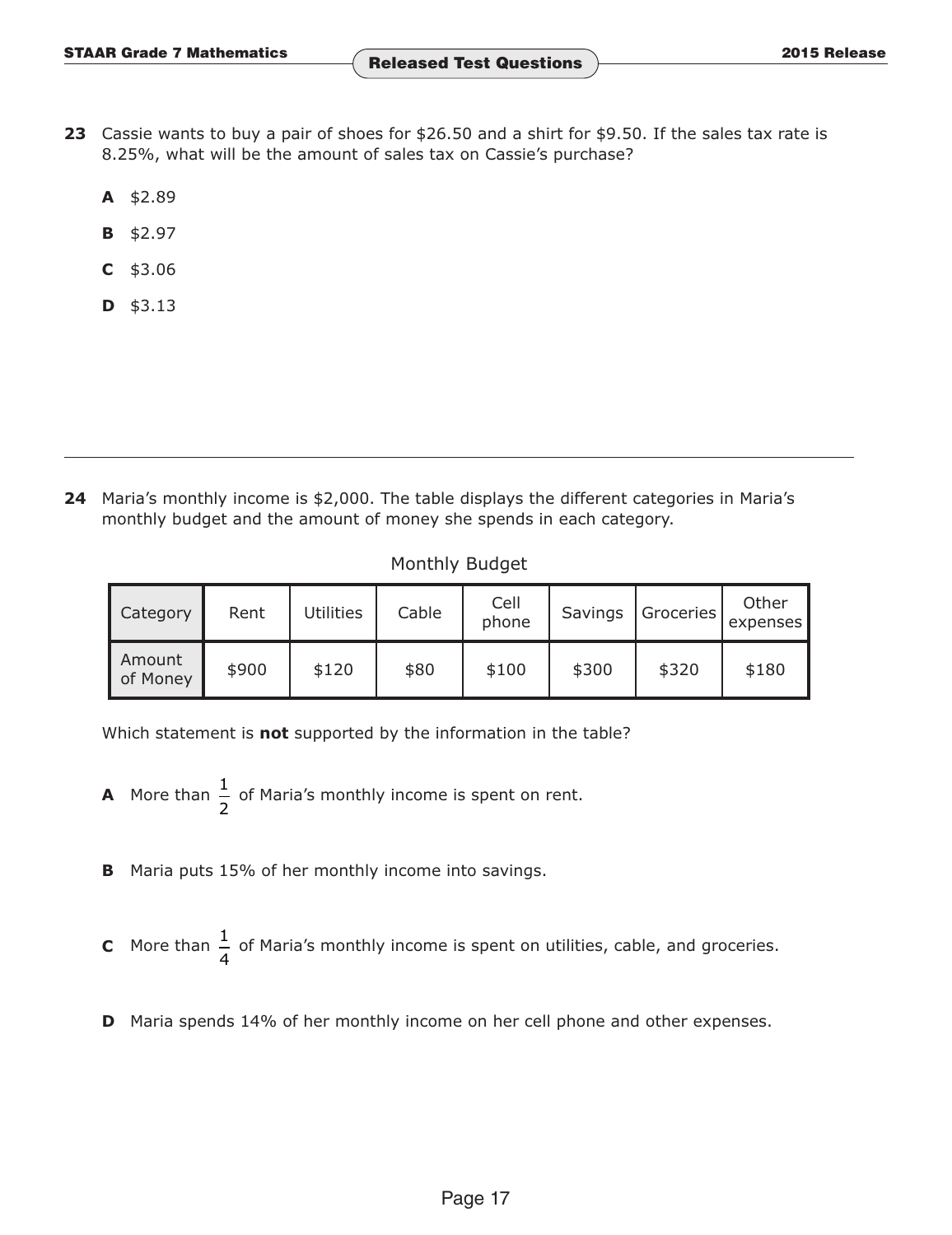**23** Cassie wants to buy a pair of shoes for $26.50 and a shirt for $9.50. If the sales tax rate is 8.25%, what will be the amount of sales tax on Cassie's purchase?

**A** $2.89

**B** $2.97

**C** $3.06

**D** $3.13

---

**24** Maria's monthly income is $2,000. The table displays the different categories in Maria's monthly budget and the amount of money she spends in each category.

Monthly Budget

| Category | Rent | Utilities | Cable | Cell phone | Savings | Groceries | Other expenses |
|---|---|---|---|---|---|---|---|
| Amount of Money | $900 | $120 | $80 | $100 | $300 | $320 | $180 |

Which statement is **not** supported by the information in the table?

**A** More than $\frac{1}{2}$ of Maria's monthly income is spent on rent.

**B** Maria puts 15% of her monthly income into savings.

**C** More than $\frac{1}{4}$ of Maria's monthly income is spent on utilities, cable, and groceries.

**D** Maria spends 14% of her monthly income on her cell phone and other expenses.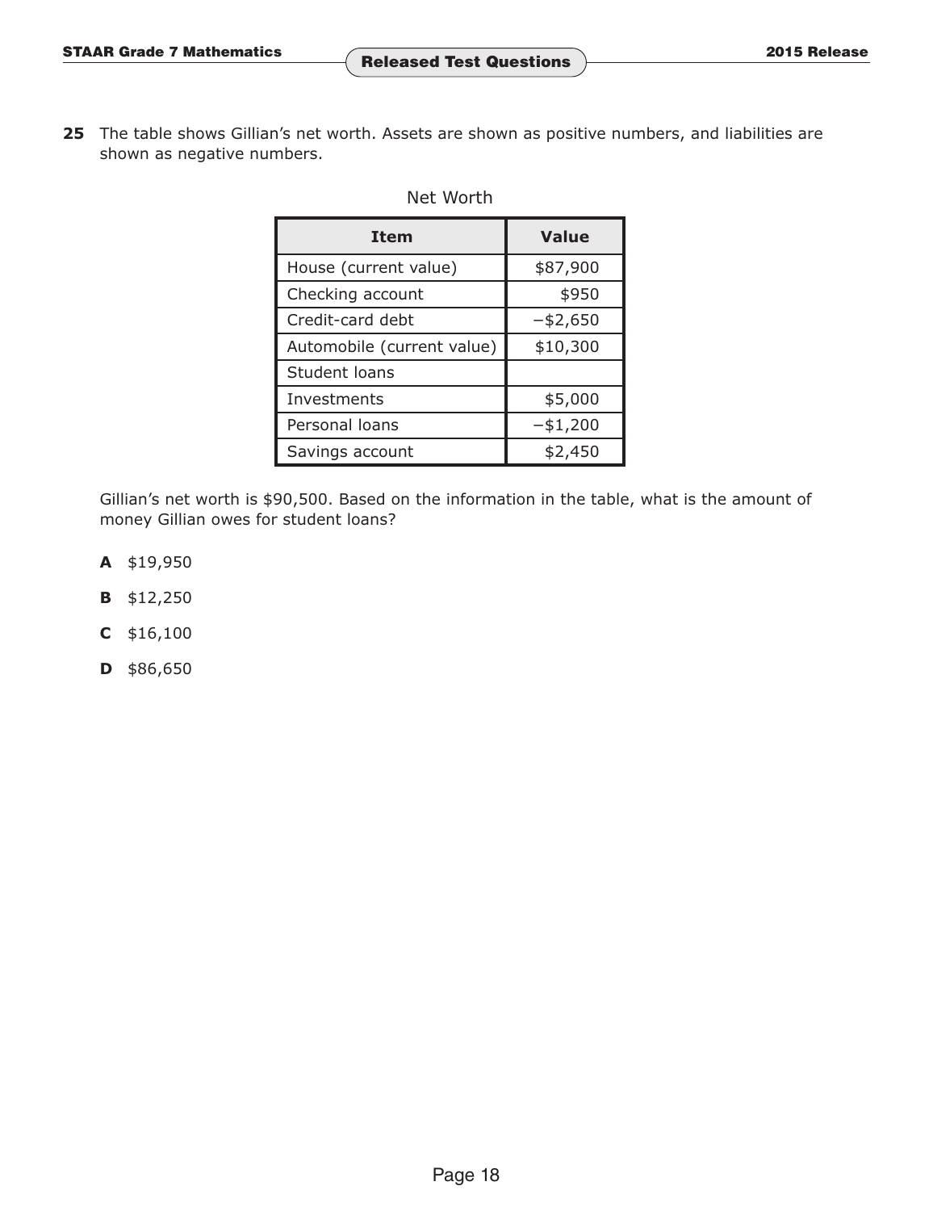**25** The table shows Gillian's net worth. Assets are shown as positive numbers, and liabilities are shown as negative numbers.

Net Worth

| Item | Value |
|---|---|
| House (current value) | \$87,900 |
| Checking account | \$950 |
| Credit-card debt | −\$2,650 |
| Automobile (current value) | \$10,300 |
| Student loans | |
| Investments | \$5,000 |
| Personal loans | −\$1,200 |
| Savings account | \$2,450 |

Gillian's net worth is \$90,500. Based on the information in the table, what is the amount of money Gillian owes for student loans?

**A** \$19,950

**B** \$12,250

**C** \$16,100

**D** \$86,650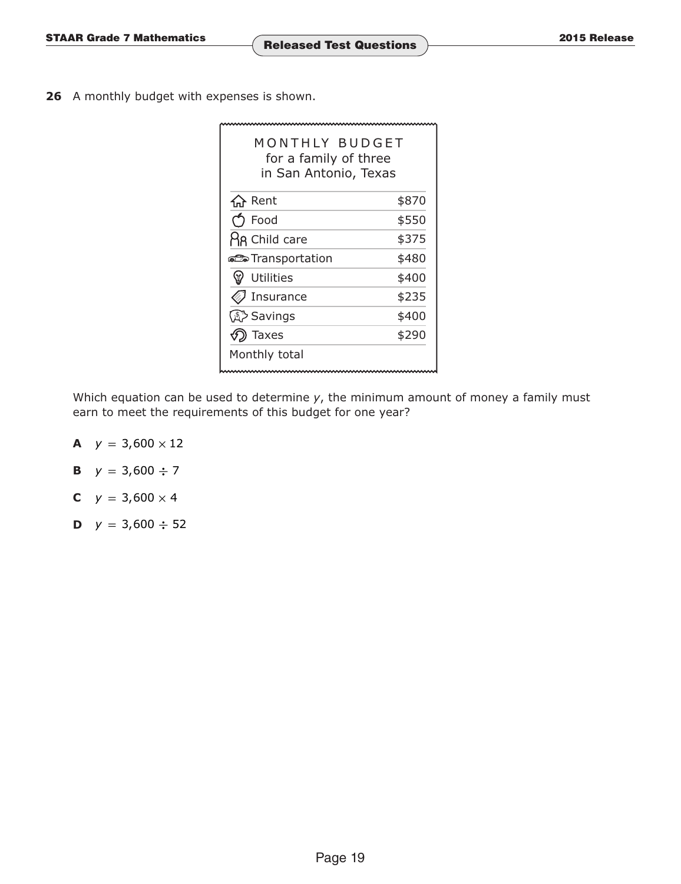**26** A monthly budget with expenses is shown.

| MONTHLY BUDGET for a family of three in San Antonio, Texas | |
|---|---|
| Rent | $870 |
| Food | $550 |
| Child care | $375 |
| Transportation | $480 |
| Utilities | $400 |
| Insurance | $235 |
| Savings | $400 |
| Taxes | $290 |
| Monthly total | |

Which equation can be used to determine $y$, the minimum amount of money a family must earn to meet the requirements of this budget for one year?

**A** $y = 3{,}600 \times 12$

**B** $y = 3{,}600 \div 7$

**C** $y = 3{,}600 \times 4$

**D** $y = 3{,}600 \div 52$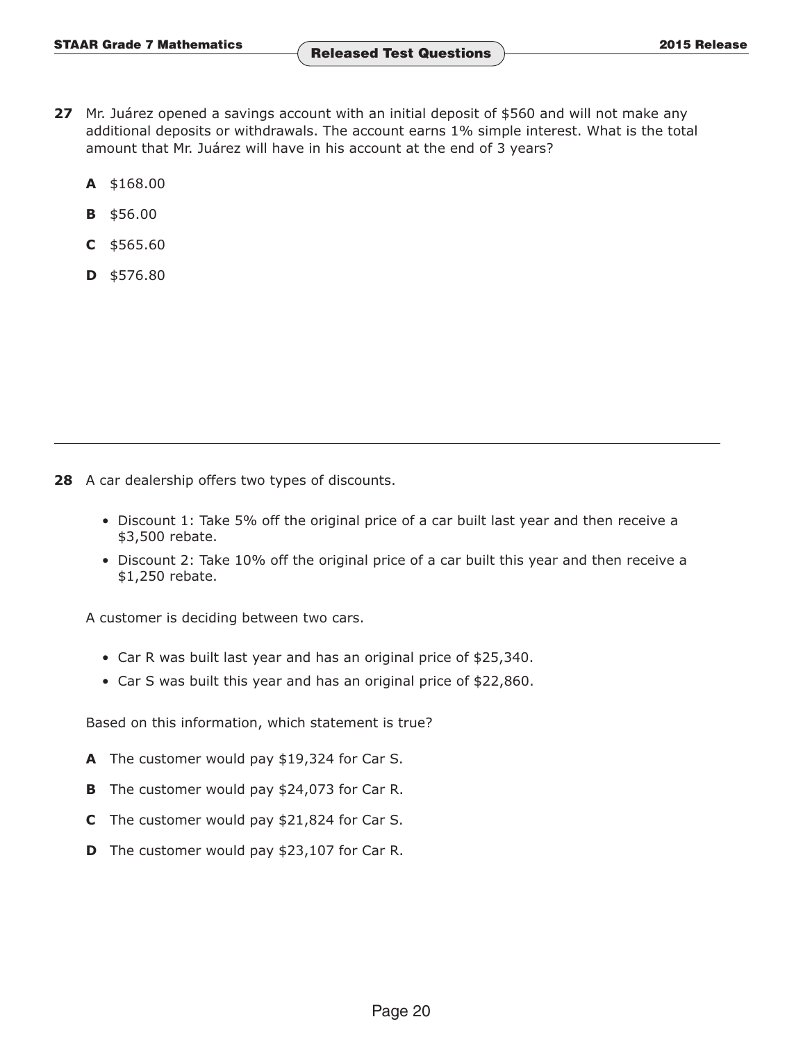**27** Mr. Juárez opened a savings account with an initial deposit of $560 and will not make any additional deposits or withdrawals. The account earns 1% simple interest. What is the total amount that Mr. Juárez will have in his account at the end of 3 years?

**A** $168.00

**B** $56.00

**C** $565.60

**D** $576.80

---

**28** A car dealership offers two types of discounts.

- Discount 1: Take 5% off the original price of a car built last year and then receive a $3,500 rebate.
- Discount 2: Take 10% off the original price of a car built this year and then receive a $1,250 rebate.

A customer is deciding between two cars.

- Car R was built last year and has an original price of $25,340.
- Car S was built this year and has an original price of $22,860.

Based on this information, which statement is true?

**A** The customer would pay $19,324 for Car S.

**B** The customer would pay $24,073 for Car R.

**C** The customer would pay $21,824 for Car S.

**D** The customer would pay $23,107 for Car R.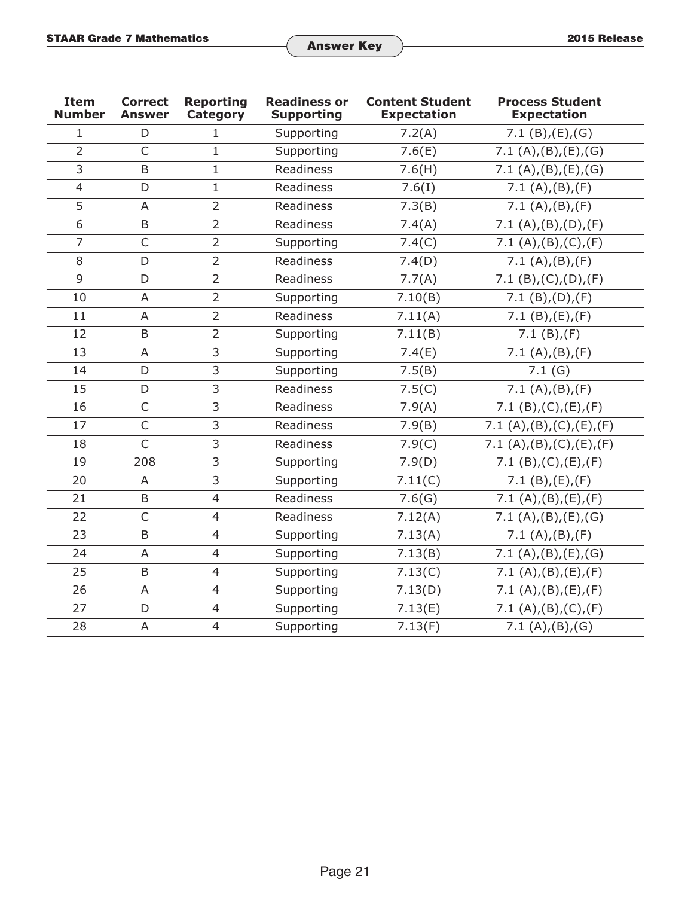## Answer Key

| Item Number | Correct Answer | Reporting Category | Readiness or Supporting | Content Student Expectation | Process Student Expectation |
|---|---|---|---|---|---|
| 1 | D | 1 | Supporting | 7.2(A) | 7.1 (B),(E),(G) |
| 2 | C | 1 | Supporting | 7.6(E) | 7.1 (A),(B),(E),(G) |
| 3 | B | 1 | Readiness | 7.6(H) | 7.1 (A),(B),(E),(G) |
| 4 | D | 1 | Readiness | 7.6(I) | 7.1 (A),(B),(F) |
| 5 | A | 2 | Readiness | 7.3(B) | 7.1 (A),(B),(F) |
| 6 | B | 2 | Readiness | 7.4(A) | 7.1 (A),(B),(D),(F) |
| 7 | C | 2 | Supporting | 7.4(C) | 7.1 (A),(B),(C),(F) |
| 8 | D | 2 | Readiness | 7.4(D) | 7.1 (A),(B),(F) |
| 9 | D | 2 | Readiness | 7.7(A) | 7.1 (B),(C),(D),(F) |
| 10 | A | 2 | Supporting | 7.10(B) | 7.1 (B),(D),(F) |
| 11 | A | 2 | Readiness | 7.11(A) | 7.1 (B),(E),(F) |
| 12 | B | 2 | Supporting | 7.11(B) | 7.1 (B),(F) |
| 13 | A | 3 | Supporting | 7.4(E) | 7.1 (A),(B),(F) |
| 14 | D | 3 | Supporting | 7.5(B) | 7.1 (G) |
| 15 | D | 3 | Readiness | 7.5(C) | 7.1 (A),(B),(F) |
| 16 | C | 3 | Readiness | 7.9(A) | 7.1 (B),(C),(E),(F) |
| 17 | C | 3 | Readiness | 7.9(B) | 7.1 (A),(B),(C),(E),(F) |
| 18 | C | 3 | Readiness | 7.9(C) | 7.1 (A),(B),(C),(E),(F) |
| 19 | 208 | 3 | Supporting | 7.9(D) | 7.1 (B),(C),(E),(F) |
| 20 | A | 3 | Supporting | 7.11(C) | 7.1 (B),(E),(F) |
| 21 | B | 4 | Readiness | 7.6(G) | 7.1 (A),(B),(E),(F) |
| 22 | C | 4 | Readiness | 7.12(A) | 7.1 (A),(B),(E),(G) |
| 23 | B | 4 | Supporting | 7.13(A) | 7.1 (A),(B),(F) |
| 24 | A | 4 | Supporting | 7.13(B) | 7.1 (A),(B),(E),(G) |
| 25 | B | 4 | Supporting | 7.13(C) | 7.1 (A),(B),(E),(F) |
| 26 | A | 4 | Supporting | 7.13(D) | 7.1 (A),(B),(E),(F) |
| 27 | D | 4 | Supporting | 7.13(E) | 7.1 (A),(B),(C),(F) |
| 28 | A | 4 | Supporting | 7.13(F) | 7.1 (A),(B),(G) |